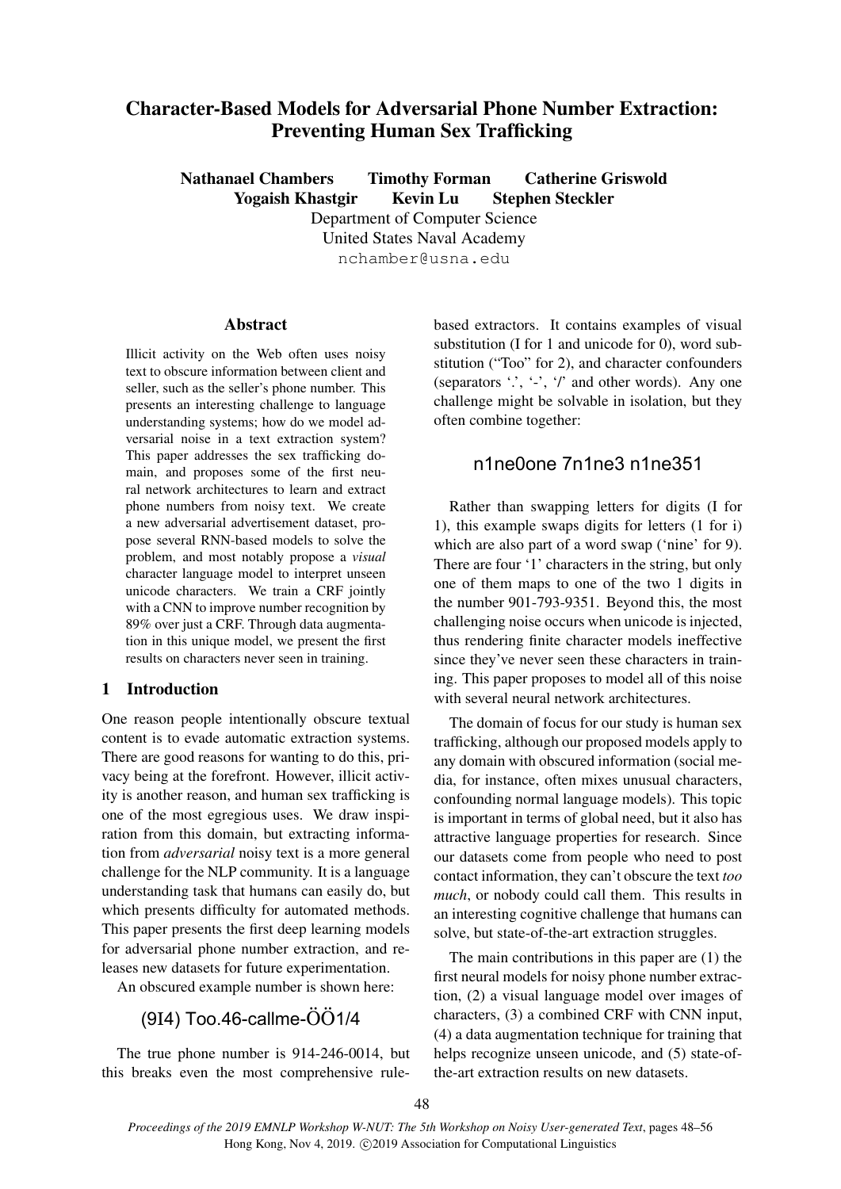# Character-Based Models for Adversarial Phone Number Extraction: Preventing Human Sex Trafficking

**Nathanael Chambers Timothy Forman Catherine Griswold**
**Yogaish Khastgir Kevin Lu Stephen Steckler**

Department of Computer Science
United States Naval Academy
nchamber@usna.edu

## Abstract

Illicit activity on the Web often uses noisy text to obscure information between client and seller, such as the seller's phone number. This presents an interesting challenge to language understanding systems; how do we model adversarial noise in a text extraction system? This paper addresses the sex trafficking domain, and proposes some of the first neural network architectures to learn and extract phone numbers from noisy text. We create a new adversarial advertisement dataset, propose several RNN-based models to solve the problem, and most notably propose a *visual* character language model to interpret unseen unicode characters. We train a CRF jointly with a CNN to improve number recognition by 89% over just a CRF. Through data augmentation in this unique model, we present the first results on characters never seen in training.

## 1 Introduction

One reason people intentionally obscure textual content is to evade automatic extraction systems. There are good reasons for wanting to do this, privacy being at the forefront. However, illicit activity is another reason, and human sex trafficking is one of the most egregious uses. We draw inspiration from this domain, but extracting information from *adversarial* noisy text is a more general challenge for the NLP community. It is a language understanding task that humans can easily do, but which presents difficulty for automated methods. This paper presents the first deep learning models for adversarial phone number extraction, and releases new datasets for future experimentation.

An obscured example number is shown here:

(9I4) Too.46-callme-ÖÖ1/4

The true phone number is 914-246-0014, but this breaks even the most comprehensive rule-based extractors. It contains examples of visual substitution (I for 1 and unicode for 0), word substitution ("Too" for 2), and character confounders (separators '.', '-', '/' and other words). Any one challenge might be solvable in isolation, but they often combine together:

n1ne0one 7n1ne3 n1ne351

Rather than swapping letters for digits (I for 1), this example swaps digits for letters (1 for i) which are also part of a word swap ('nine' for 9). There are four '1' characters in the string, but only one of them maps to one of the two 1 digits in the number 901-793-9351. Beyond this, the most challenging noise occurs when unicode is injected, thus rendering finite character models ineffective since they've never seen these characters in training. This paper proposes to model all of this noise with several neural network architectures.

The domain of focus for our study is human sex trafficking, although our proposed models apply to any domain with obscured information (social media, for instance, often mixes unusual characters, confounding normal language models). This topic is important in terms of global need, but it also has attractive language properties for research. Since our datasets come from people who need to post contact information, they can't obscure the text *too much*, or nobody could call them. This results in an interesting cognitive challenge that humans can solve, but state-of-the-art extraction struggles.

The main contributions in this paper are (1) the first neural models for noisy phone number extraction, (2) a visual language model over images of characters, (3) a combined CRF with CNN input, (4) a data augmentation technique for training that helps recognize unseen unicode, and (5) state-of-the-art extraction results on new datasets.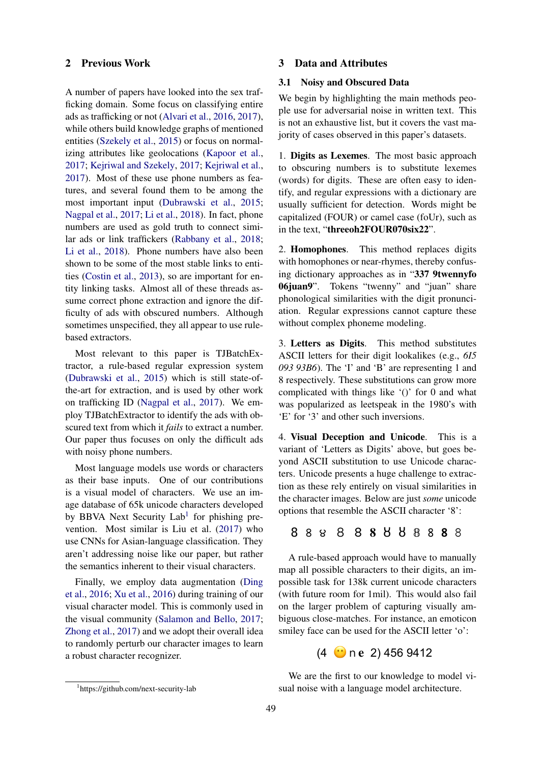## 2 Previous Work

A number of papers have looked into the sex trafficking domain. Some focus on classifying entire ads as trafficking or not (Alvari et al., 2016, 2017), while others build knowledge graphs of mentioned entities (Szekely et al., 2015) or focus on normalizing attributes like geolocations (Kapoor et al., 2017; Kejriwal and Szekely, 2017; Kejriwal et al., 2017). Most of these use phone numbers as features, and several found them to be among the most important input (Dubrawski et al., 2015; Nagpal et al., 2017; Li et al., 2018). In fact, phone numbers are used as gold truth to connect similar ads or link traffickers (Rabbany et al., 2018; Li et al., 2018). Phone numbers have also been shown to be some of the most stable links to entities (Costin et al., 2013), so are important for entity linking tasks. Almost all of these threads assume correct phone extraction and ignore the difficulty of ads with obscured numbers. Although sometimes unspecified, they all appear to use rule-based extractors.

Most relevant to this paper is TJBatchExtractor, a rule-based regular expression system (Dubrawski et al., 2015) which is still state-of-the-art for extraction, and is used by other work on trafficking ID (Nagpal et al., 2017). We employ TJBatchExtractor to identify the ads with obscured text from which it *fails* to extract a number. Our paper thus focuses on only the difficult ads with noisy phone numbers.

Most language models use words or characters as their base inputs. One of our contributions is a visual model of characters. We use an image database of 65k unicode characters developed by BBVA Next Security Lab[1] for phishing prevention. Most similar is Liu et al. (2017) who use CNNs for Asian-language classification. They aren't addressing noise like our paper, but rather the semantics inherent to their visual characters.

Finally, we employ data augmentation (Ding et al., 2016; Xu et al., 2016) during training of our visual character model. This is commonly used in the visual community (Salamon and Bello, 2017; Zhong et al., 2017) and we adopt their overall idea to randomly perturb our character images to learn a robust character recognizer.

[1]https://github.com/next-security-lab

## 3 Data and Attributes

### 3.1 Noisy and Obscured Data

We begin by highlighting the main methods people use for adversarial noise in written text. This is not an exhaustive list, but it covers the vast majority of cases observed in this paper's datasets.

1. **Digits as Lexemes**. The most basic approach to obscuring numbers is to substitute lexemes (words) for digits. These are often easy to identify, and regular expressions with a dictionary are usually sufficient for detection. Words might be capitalized (FOUR) or camel case (foUr), such as in the text, "**threeoh2FOUR070six22**".

2. **Homophones**. This method replaces digits with homophones or near-rhymes, thereby confusing dictionary approaches as in "**337 9twennyfo 06juan9**". Tokens "twenny" and "juan" share phonological similarities with the digit pronunciation. Regular expressions cannot capture these without complex phoneme modeling.

3. **Letters as Digits**. This method substitutes ASCII letters for their digit lookalikes (e.g., *6I5 093 93B6*). The 'I' and 'B' are representing 1 and 8 respectively. These substitutions can grow more complicated with things like '()' for 0 and what was popularized as leetspeak in the 1980's with 'E' for '3' and other such inversions.

4. **Visual Deception and Unicode**. This is a variant of 'Letters as Digits' above, but goes beyond ASCII substitution to use Unicode characters. Unicode presents a huge challenge to extraction as these rely entirely on visual similarities in the character images. Below are just *some* unicode options that resemble the ASCII character '8':

8 8 ȣ 8 8 𝟖 Ȣ Ȣ 8 8 𝟖 8

A rule-based approach would have to manually map all possible characters to their digits, an impossible task for 138k current unicode characters (with future room for 1mil). This would also fail on the larger problem of capturing visually ambiguous close-matches. For instance, an emoticon smiley face can be used for the ASCII letter 'o':

(4 😶 n e 2) 456 9412

We are the first to our knowledge to model visual noise with a language model architecture.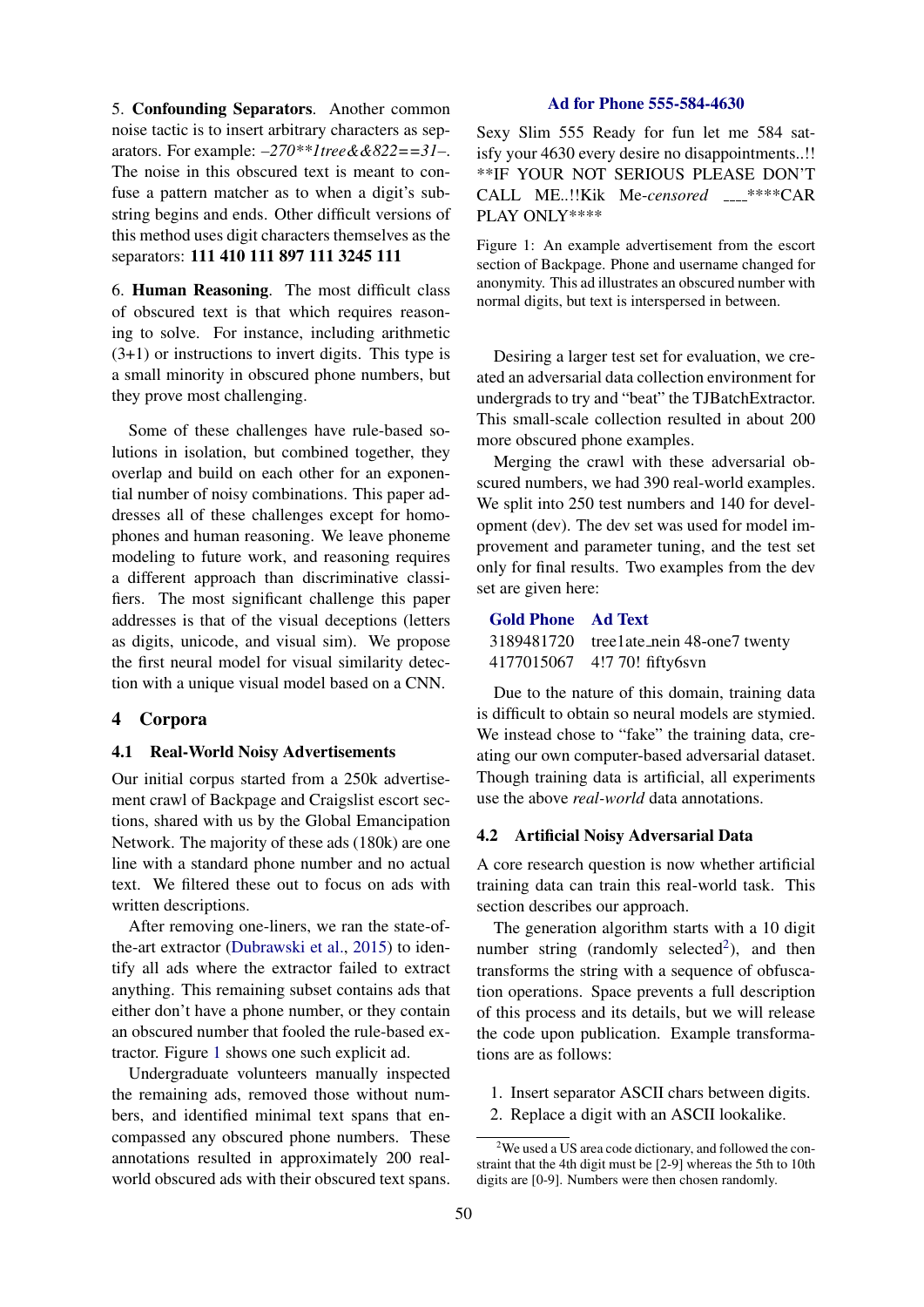5. **Confounding Separators**. Another common noise tactic is to insert arbitrary characters as separators. For example: *–270**1tree&&822==31–*. The noise in this obscured text is meant to confuse a pattern matcher as to when a digit's substring begins and ends. Other difficult versions of this method uses digit characters themselves as the separators: **111 410 111 897 111 3245 111**

6. **Human Reasoning**. The most difficult class of obscured text is that which requires reasoning to solve. For instance, including arithmetic (3+1) or instructions to invert digits. This type is a small minority in obscured phone numbers, but they prove most challenging.

Some of these challenges have rule-based solutions in isolation, but combined together, they overlap and build on each other for an exponential number of noisy combinations. This paper addresses all of these challenges except for homophones and human reasoning. We leave phoneme modeling to future work, and reasoning requires a different approach than discriminative classifiers. The most significant challenge this paper addresses is that of the visual deceptions (letters as digits, unicode, and visual sim). We propose the first neural model for visual similarity detection with a unique visual model based on a CNN.

## 4 Corpora

### 4.1 Real-World Noisy Advertisements

Our initial corpus started from a 250k advertisement crawl of Backpage and Craigslist escort sections, shared with us by the Global Emancipation Network. The majority of these ads (180k) are one line with a standard phone number and no actual text. We filtered these out to focus on ads with written descriptions.

After removing one-liners, we ran the state-of-the-art extractor (Dubrawski et al., 2015) to identify all ads where the extractor failed to extract anything. This remaining subset contains ads that either don't have a phone number, or they contain an obscured number that fooled the rule-based extractor. Figure 1 shows one such explicit ad.

Undergraduate volunteers manually inspected the remaining ads, removed those without numbers, and identified minimal text spans that encompassed any obscured phone numbers. These annotations resulted in approximately 200 real-world obscured ads with their obscured text spans.

**Ad for Phone 555-584-4630**

Sexy Slim 555 Ready for fun let me 584 satisfy your 4630 every desire no disappointments..!! **IF YOUR NOT SERIOUS PLEASE DON'T CALL ME..!!Kik Me-*censored* ____****CAR PLAY ONLY****

Figure 1: An example advertisement from the escort section of Backpage. Phone and username changed for anonymity. This ad illustrates an obscured number with normal digits, but text is interspersed in between.

Desiring a larger test set for evaluation, we created an adversarial data collection environment for undergrads to try and "beat" the TJBatchExtractor. This small-scale collection resulted in about 200 more obscured phone examples.

Merging the crawl with these adversarial obscured numbers, we had 390 real-world examples. We split into 250 test numbers and 140 for development (dev). The dev set was used for model improvement and parameter tuning, and the test set only for final results. Two examples from the dev set are given here:

| Gold Phone | Ad Text |
|---|---|
| 3189481720 | tree1ate_nein 48-one7 twenty |
| 4177015067 | 4!7 70! fifty6svn |

Due to the nature of this domain, training data is difficult to obtain so neural models are stymied. We instead chose to "fake" the training data, creating our own computer-based adversarial dataset. Though training data is artificial, all experiments use the above *real-world* data annotations.

### 4.2 Artificial Noisy Adversarial Data

A core research question is now whether artificial training data can train this real-world task. This section describes our approach.

The generation algorithm starts with a 10 digit number string (randomly selected[2]), and then transforms the string with a sequence of obfuscation operations. Space prevents a full description of this process and its details, but we will release the code upon publication. Example transformations are as follows:

1. Insert separator ASCII chars between digits.
2. Replace a digit with an ASCII lookalike.

[2]We used a US area code directly, and followed the constraint that the 4th digit must be [2-9] whereas the 5th to 10th digits are [0-9]. Numbers were then chosen randomly.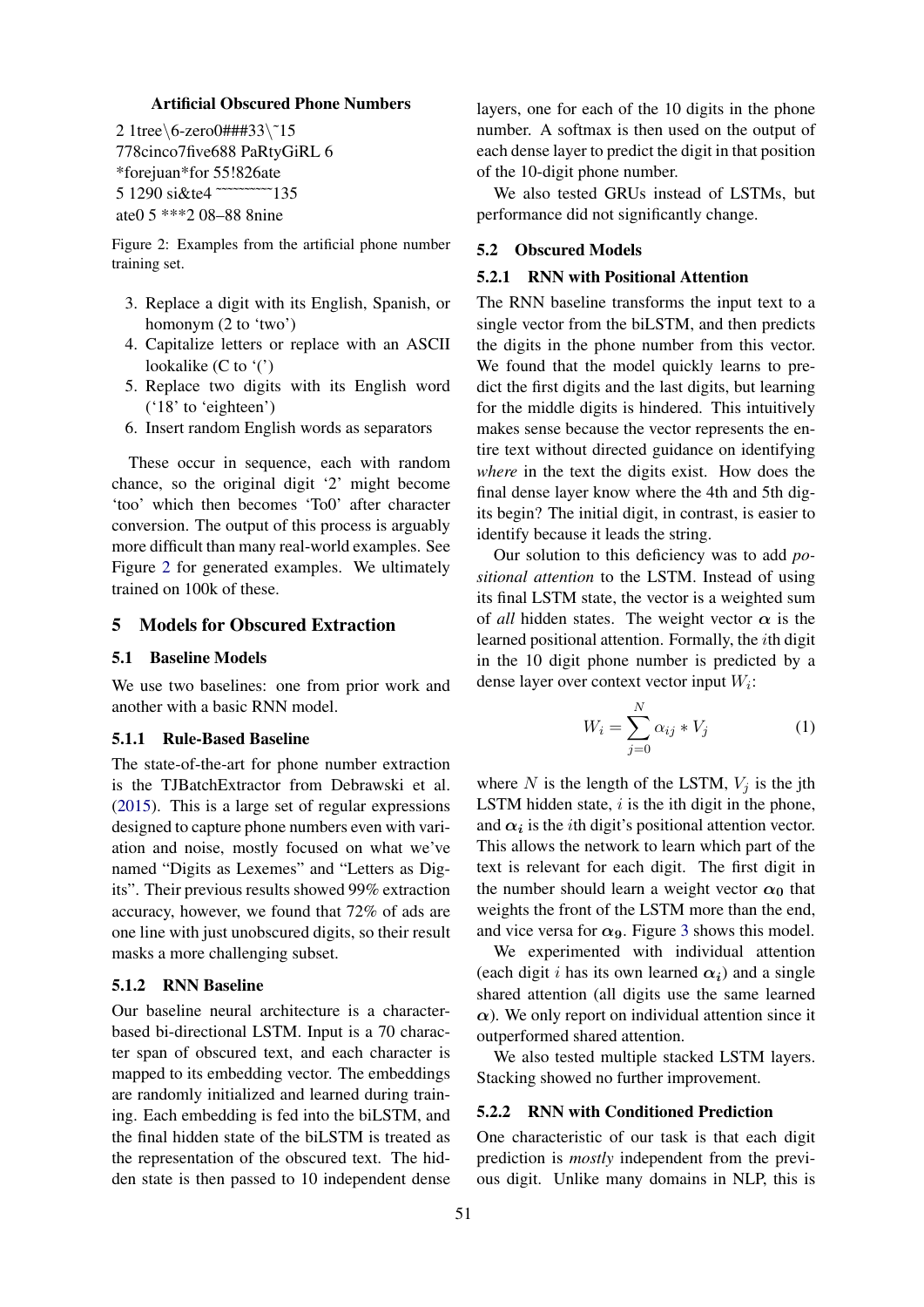**Artificial Obscured Phone Numbers**

2 1tree\6-zero0###33\~15
778cinco7five688 PaRtyGiRL 6
*forejuan*for 55!826ate
5 1290 si&te4 ~~~~~~~~~135
ate0 5 ***2 08–88 8nine

Figure 2: Examples from the artificial phone number training set.

3. Replace a digit with its English, Spanish, or homonym (2 to 'two')
4. Capitalize letters or replace with an ASCII lookalike (C to '(')
5. Replace two digits with its English word ('18' to 'eighteen')
6. Insert random English words as separators

These occur in sequence, each with random chance, so the original digit '2' might become 'too' which then becomes 'To0' after character conversion. The output of this process is arguably more difficult than many real-world examples. See Figure 2 for generated examples. We ultimately trained on 100k of these.

## 5 Models for Obscured Extraction

### 5.1 Baseline Models

We use two baselines: one from prior work and another with a basic RNN model.

#### 5.1.1 Rule-Based Baseline

The state-of-the-art for phone number extraction is the TJBatchExtractor from Debrawski et al. (2015). This is a large set of regular expressions designed to capture phone numbers even with variation and noise, mostly focused on what we've named "Digits as Lexemes" and "Letters as Digits". Their previous results showed 99% extraction accuracy, however, we found that 72% of ads are one line with just unobscured digits, so their result masks a more challenging subset.

#### 5.1.2 RNN Baseline

Our baseline neural architecture is a character-based bi-directional LSTM. Input is a 70 character span of obscured text, and each character is mapped to its embedding vector. The embeddings are randomly initialized and learned during training. Each embedding is fed into the biLSTM, and the final hidden state of the biLSTM is treated as the representation of the obscured text. The hidden state is then passed to 10 independent dense layers, one for each of the 10 digits in the phone number. A softmax is then used on the output of each dense layer to predict the digit in that position of the 10-digit phone number.

We also tested GRUs instead of LSTMs, but performance did not significantly change.

### 5.2 Obscured Models

#### 5.2.1 RNN with Positional Attention

The RNN baseline transforms the input text to a single vector from the biLSTM, and then predicts the digits in the phone number from this vector. We found that the model quickly learns to predict the first digits and the last digits, but learning for the middle digits is hindered. This intuitively makes sense because the vector represents the entire text without directed guidance on identifying *where* in the text the digits exist. How does the final dense layer know where the 4th and 5th digits begin? The initial digit, in contrast, is easier to identify because it leads the string.

Our solution to this deficiency was to add *positional attention* to the LSTM. Instead of using its final LSTM state, the vector is a weighted sum of *all* hidden states. The weight vector $\boldsymbol{\alpha}$ is the learned positional attention. Formally, the $i$th digit in the 10 digit phone number is predicted by a dense layer over context vector input $W_i$:

$$W_i = \sum_{j=0}^{N} \alpha_{ij} * V_j \tag{1}$$

where $N$ is the length of the LSTM, $V_j$ is the jth LSTM hidden state, $i$ is the ith digit in the phone, and $\boldsymbol{\alpha_i}$ is the $i$th digit's positional attention vector. This allows the network to learn which part of the text is relevant for each digit. The first digit in the number should learn a weight vector $\boldsymbol{\alpha_0}$ that weights the front of the LSTM more than the end, and vice versa for $\boldsymbol{\alpha_9}$. Figure 3 shows this model.

We experimented with individual attention (each digit $i$ has its own learned $\boldsymbol{\alpha_i}$) and a single shared attention (all digits use the same learned $\boldsymbol{\alpha}$). We only report on individual attention since it outperformed shared attention.

We also tested multiple stacked LSTM layers. Stacking showed no further improvement.

#### 5.2.2 RNN with Conditioned Prediction

One characteristic of our task is that each digit prediction is *mostly* independent from the previous digit. Unlike many domains in NLP, this is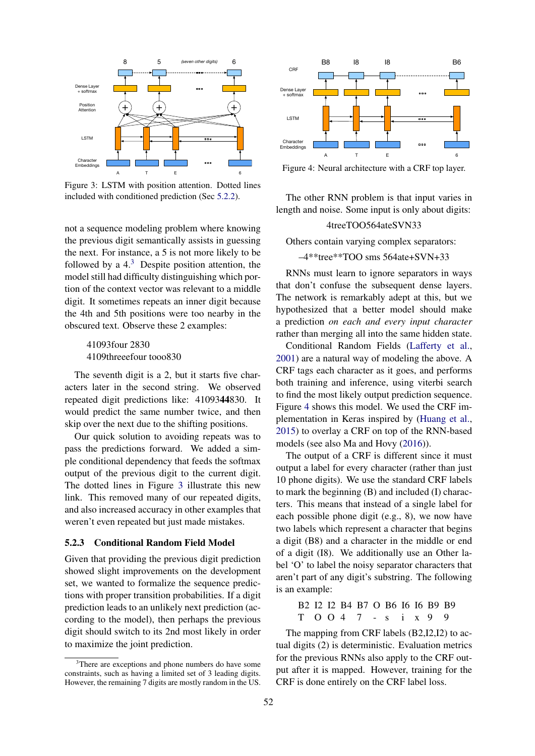Figure 3: LSTM with position attention. Dotted lines included with conditioned prediction (Sec 5.2.2).

not a sequence modeling problem where knowing the previous digit semantically assists in guessing the next. For instance, a 5 is not more likely to be followed by a 4.[3] Despite position attention, the model still had difficulty distinguishing which portion of the context vector was relevant to a middle digit. It sometimes repeats an inner digit because the 4th and 5th positions were too nearby in the obscured text. Observe these 2 examples:

> 41093four 2830
> 4109threeefour tooo830

The seventh digit is a 2, but it starts five characters later in the second string. We observed repeated digit predictions like: 41093**44**830. It would predict the same number twice, and then skip over the next due to the shifting positions.

Our quick solution to avoiding repeats was to pass the predictions forward. We added a simple conditional dependency that feeds the softmax output of the previous digit to the current digit. The dotted lines in Figure 3 illustrate this new link. This removed many of our repeated digits, and also increased accuracy in other examples that weren't even repeated but just made mistakes.

### 5.2.3 Conditional Random Field Model

Given that providing the previous digit prediction showed slight improvements on the development set, we wanted to formalize the sequence predictions with proper transition probabilities. If a digit prediction leads to an unlikely next prediction (according to the model), then perhaps the previous digit should switch to its 2nd most likely in order to maximize the joint prediction.

[3] There are exceptions and phone numbers do have some constraints, such as having a limited set of 3 leading digits. However, the remaining 7 digits are mostly random in the US.

Figure 4: Neural architecture with a CRF top layer.

The other RNN problem is that input varies in length and noise. Some input is only about digits:

> 4treeTOO564ateSVN33

Others contain varying complex separators:

> –4**tree**TOO sms 564ate+SVN+33

RNNs must learn to ignore separators in ways that don't confuse the subsequent dense layers. The network is remarkably adept at this, but we hypothesized that a better model should make a prediction *on each and every input character* rather than merging all into the same hidden state.

Conditional Random Fields (Lafferty et al., 2001) are a natural way of modeling the above. A CRF tags each character as it goes, and performs both training and inference, using viterbi search to find the most likely output prediction sequence. Figure 4 shows this model. We used the CRF implementation in Keras inspired by (Huang et al., 2015) to overlay a CRF on top of the RNN-based models (see also Ma and Hovy (2016)).

The output of a CRF is different since it must output a label for every character (rather than just 10 phone digits). We use the standard CRF labels to mark the beginning (B) and included (I) characters. This means that instead of a single label for each possible phone digit (e.g., 8), we now have two labels which represent a character that begins a digit (B8) and a character in the middle or end of a digit (I8). We additionally use an Other label 'O' to label the noisy separator characters that aren't part of any digit's substring. The following is an example:

| B2 | I2 | I2 | B4 | B7 | O | B6 | I6 | I6 | B9 | B9 |
|---|---|---|---|---|---|---|---|---|---|---|
| T | O | O | 4 | 7 | - | s | i | x | 9 | 9 |

The mapping from CRF labels (B2,I2,I2) to actual digits (2) is deterministic. Evaluation metrics for the previous RNNs also apply to the CRF output after it is mapped. However, training for the CRF is done entirely on the CRF label loss.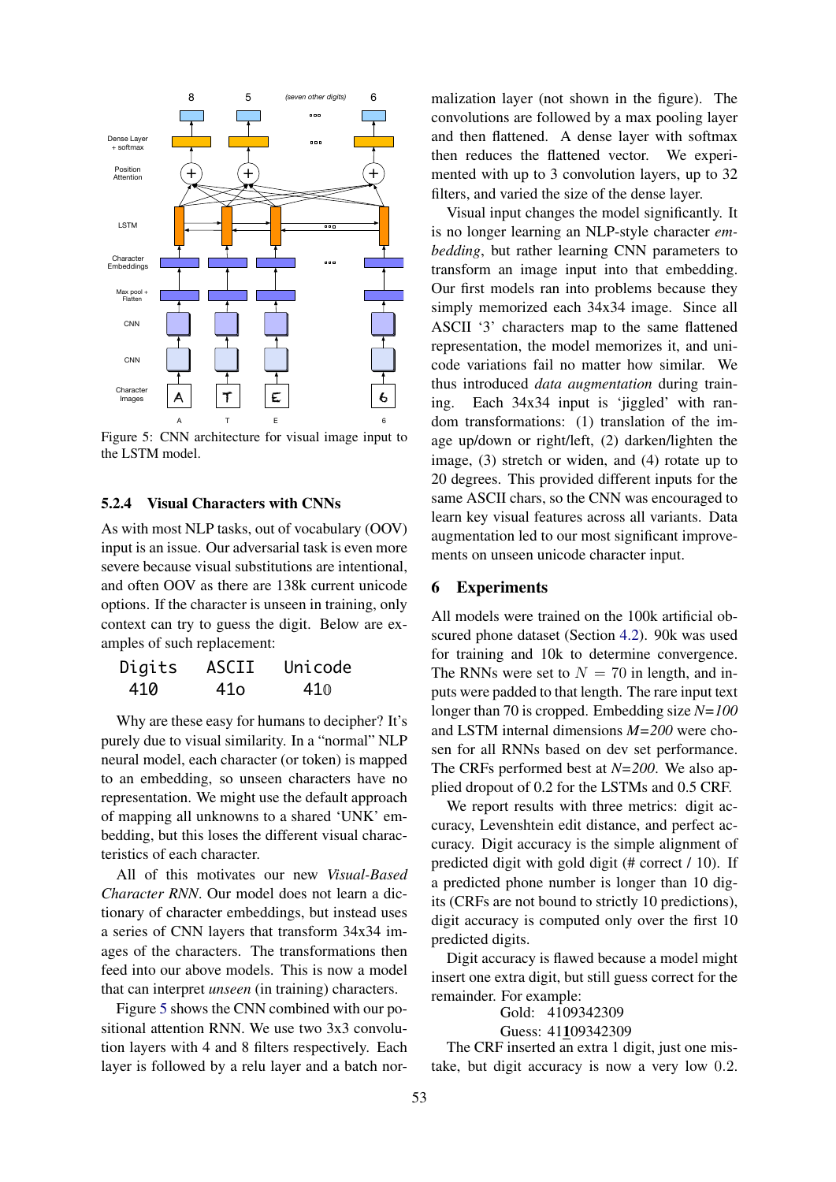Figure 5: CNN architecture for visual image input to the LSTM model.

### 5.2.4 Visual Characters with CNNs

As with most NLP tasks, out of vocabulary (OOV) input is an issue. Our adversarial task is even more severe because visual substitutions are intentional, and often OOV as there are 138k current unicode options. If the character is unseen in training, only context can try to guess the digit. Below are examples of such replacement:

| Digits | ASCII | Unicode |
|---|---|---|
| 410 | 41o | 41𝟘 |

Why are these easy for humans to decipher? It's purely due to visual similarity. In a "normal" NLP neural model, each character (or token) is mapped to an embedding, so unseen characters have no representation. We might use the default approach of mapping all unknowns to a shared 'UNK' embedding, but this loses the different visual characteristics of each character.

All of this motivates our new *Visual-Based Character RNN*. Our model does not learn a dictionary of character embeddings, but instead uses a series of CNN layers that transform 34x34 images of the characters. The transformations then feed into our above models. This is now a model that can interpret *unseen* (in training) characters.

Figure 5 shows the CNN combined with our positional attention RNN. We use two 3x3 convolution layers with 4 and 8 filters respectively. Each layer is followed by a relu layer and a batch normalization layer (not shown in the figure). The convolutions are followed by a max pooling layer and then flattened. A dense layer with softmax then reduces the flattened vector. We experimented with up to 3 convolution layers, up to 32 filters, and varied the size of the dense layer.

Visual input changes the model significantly. It is no longer learning an NLP-style character *embedding*, but rather learning CNN parameters to transform an image input into that embedding. Our first models ran into problems because they simply memorized each 34x34 image. Since all ASCII '3' characters map to the same flattened representation, the model memorizes it, and unicode variations fail no matter how similar. We thus introduced *data augmentation* during training. Each 34x34 input is 'jiggled' with random transformations: (1) translation of the image up/down or right/left, (2) darken/lighten the image, (3) stretch or widen, and (4) rotate up to 20 degrees. This provided different inputs for the same ASCII chars, so the CNN was encouraged to learn key visual features across all variants. Data augmentation led to our most significant improvements on unseen unicode character input.

## 6 Experiments

All models were trained on the 100k artificial obscured phone dataset (Section 4.2). 90k was used for training and 10k to determine convergence. The RNNs were set to $N = 70$ in length, and inputs were padded to that length. The rare input text longer than 70 is cropped. Embedding size $N$=*100* and LSTM internal dimensions $M$=*200* were chosen for all RNNs based on dev set performance. The CRFs performed best at $N$=*200*. We also applied dropout of 0.2 for the LSTMs and 0.5 CRF.

We report results with three metrics: digit accuracy, Levenshtein edit distance, and perfect accuracy. Digit accuracy is the simple alignment of predicted digit with gold digit (# correct / 10). If a predicted phone number is longer than 10 digits (CRFs are not bound to strictly 10 predictions), digit accuracy is computed only over the first 10 predicted digits.

Digit accuracy is flawed because a model might insert one extra digit, but still guess correct for the remainder. For example:

Gold: 4109342309
Guess: 41**1**09342309

The CRF inserted an extra 1 digit, just one mistake, but digit accuracy is now a very low 0.2.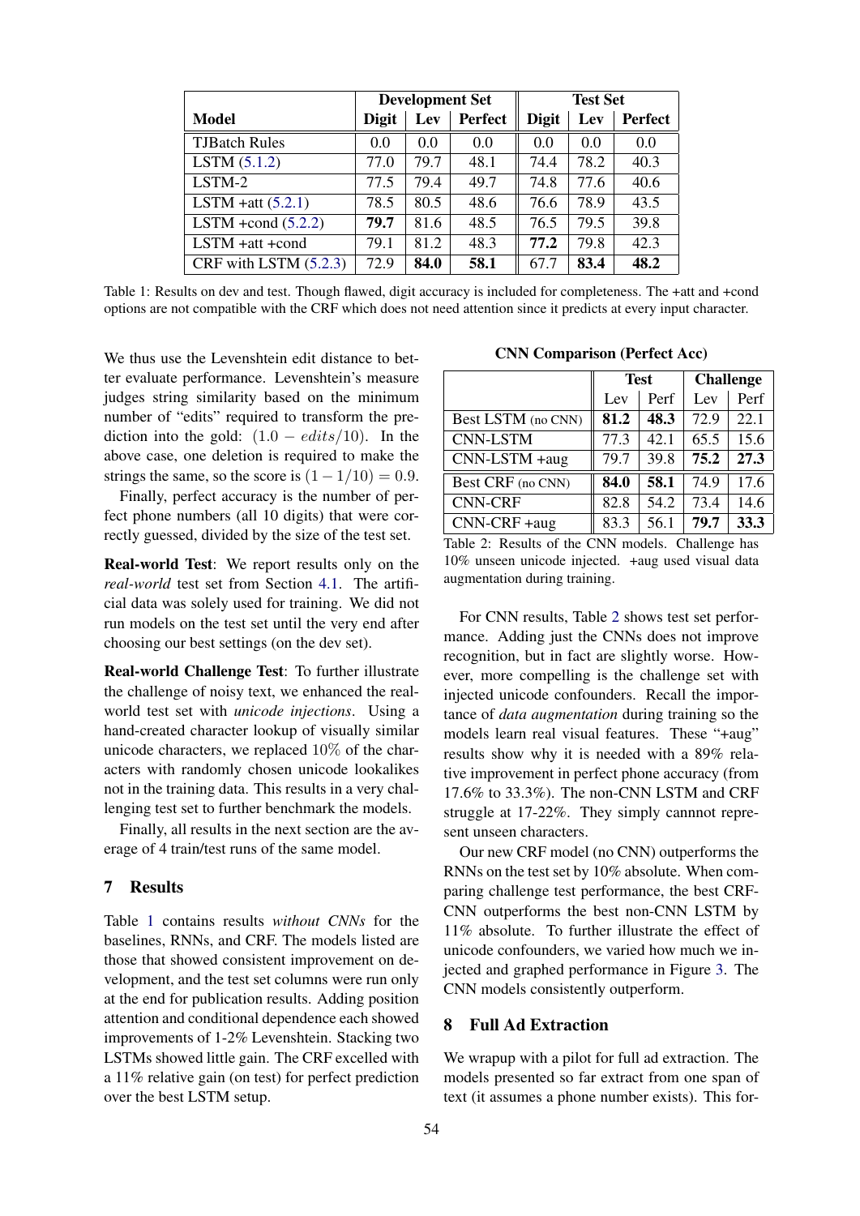| Model | Development Set | | | Test Set | | |
|---|---|---|---|---|---|---|
| | Digit | Lev | Perfect | Digit | Lev | Perfect |
| TJBatch Rules | 0.0 | 0.0 | 0.0 | 0.0 | 0.0 | 0.0 |
| LSTM (5.1.2) | 77.0 | 79.7 | 48.1 | 74.4 | 78.2 | 40.3 |
| LSTM-2 | 77.5 | 79.4 | 49.7 | 74.8 | 77.6 | 40.6 |
| LSTM +att (5.2.1) | 78.5 | 80.5 | 48.6 | 76.6 | 78.9 | 43.5 |
| LSTM +cond (5.2.2) | **79.7** | 81.6 | 48.5 | 76.5 | 79.5 | 39.8 |
| LSTM +att +cond | 79.1 | 81.2 | 48.3 | **77.2** | 79.8 | 42.3 |
| CRF with LSTM (5.2.3) | 72.9 | **84.0** | **58.1** | 67.7 | **83.4** | **48.2** |

Table 1: Results on dev and test. Though flawed, digit accuracy is included for completeness. The +att and +cond options are not compatible with the CRF which does not need attention since it predicts at every input character.

We thus use the Levenshtein edit distance to better evaluate performance. Levenshtein's measure judges string similarity based on the minimum number of "edits" required to transform the prediction into the gold: $(1.0 - edits/10)$. In the above case, one deletion is required to make the strings the same, so the score is $(1 - 1/10) = 0.9$.

Finally, perfect accuracy is the number of perfect phone numbers (all 10 digits) that were correctly guessed, divided by the size of the test set.

**Real-world Test**: We report results only on the *real-world* test set from Section 4.1. The artificial data was solely used for training. We did not run models on the test set until the very end after choosing our best settings (on the dev set).

**Real-world Challenge Test**: To further illustrate the challenge of noisy text, we enhanced the real-world test set with *unicode injections*. Using a hand-created character lookup of visually similar unicode characters, we replaced 10% of the characters with randomly chosen unicode lookalikes not in the training data. This results in a very challenging test set to further benchmark the models.

Finally, all results in the next section are the average of 4 train/test runs of the same model.

## 7 Results

Table 1 contains results *without CNNs* for the baselines, RNNs, and CRF. The models listed are those that showed consistent improvement on development, and the test set columns were run only at the end for publication results. Adding position attention and conditional dependence each showed improvements of 1-2% Levenshtein. Stacking two LSTMs showed little gain. The CRF excelled with a 11% relative gain (on test) for perfect prediction over the best LSTM setup.

**CNN Comparison (Perfect Acc)**

| | Test | | Challenge | |
|---|---|---|---|---|
| | Lev | Perf | Lev | Perf |
| Best LSTM (no CNN) | **81.2** | **48.3** | 72.9 | 22.1 |
| CNN-LSTM | 77.3 | 42.1 | 65.5 | 15.6 |
| CNN-LSTM +aug | 79.7 | 39.8 | **75.2** | **27.3** |
| Best CRF (no CNN) | **84.0** | **58.1** | 74.9 | 17.6 |
| CNN-CRF | 82.8 | 54.2 | 73.4 | 14.6 |
| CNN-CRF +aug | 83.3 | 56.1 | **79.7** | **33.3** |

Table 2: Results of the CNN models. Challenge has 10% unseen unicode injected. +aug used visual data augmentation during training.

For CNN results, Table 2 shows test set performance. Adding just the CNNs does not improve recognition, but in fact are slightly worse. However, more compelling is the challenge set with injected unicode confounders. Recall the importance of *data augmentation* during training so the models learn real visual features. These "+aug" results show why it is needed with a 89% relative improvement in perfect phone accuracy (from 17.6% to 33.3%). The non-CNN LSTM and CRF struggle at 17-22%. They simply cannot represent unseen characters.

Our new CRF model (no CNN) outperforms the RNNs on the test set by 10% absolute. When comparing challenge test performance, the best CRF-CNN outperforms the best non-CNN LSTM by 11% absolute. To further illustrate the effect of unicode confounders, we varied how much we injected and graphed performance in Figure 3. The CNN models consistently outperform.

## 8 Full Ad Extraction

We wrapup with a pilot for full ad extraction. The models presented so far extract from one span of text (it assumes a phone number exists). This for-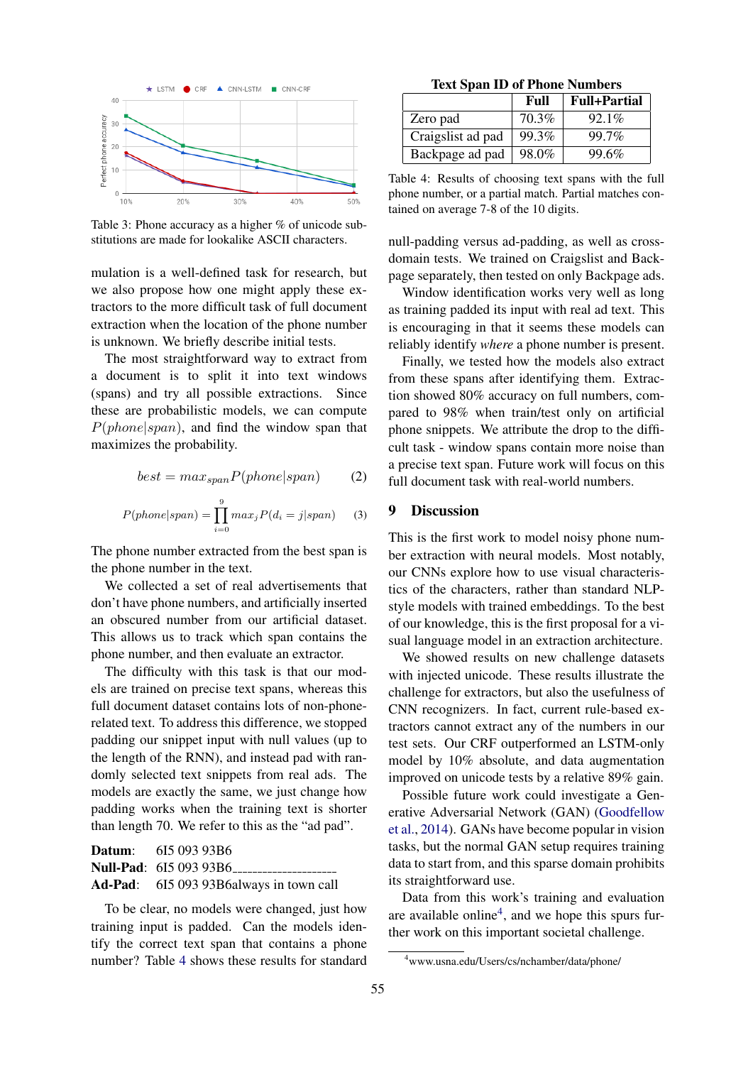Table 3: Phone accuracy as a higher % of unicode substitutions are made for lookalike ASCII characters.

mulation is a well-defined task for research, but we also propose how one might apply these extractors to the more difficult task of full document extraction when the location of the phone number is unknown. We briefly describe initial tests.

The most straightforward way to extract from a document is to split it into text windows (spans) and try all possible extractions. Since these are probabilistic models, we can compute $P(phone|span)$, and find the window span that maximizes the probability.

$$best = max_{span} P(phone|span) \quad (2)$$

$$P(phone|span) = \prod_{i=0}^{9} max_j P(d_i = j|span) \quad (3)$$

The phone number extracted from the best span is the phone number in the text.

We collected a set of real advertisements that don't have phone numbers, and artificially inserted an obscured number from our artificial dataset. This allows us to track which span contains the phone number, and then evaluate an extractor.

The difficulty with this task is that our models are trained on precise text spans, whereas this full document dataset contains lots of non-phone-related text. To address this difference, we stopped padding our snippet input with null values (up to the length of the RNN), and instead pad with randomly selected text snippets from real ads. The models are exactly the same, we just change how padding works when the training text is shorter than length 70. We refer to this as the "ad pad".

**Datum**: 6I5 093 93B6
**Null-Pad**: 6I5 093 93B6____________________
**Ad-Pad**: 6I5 093 93B6always in town call

To be clear, no models were changed, just how training input is padded. Can the models identify the correct text span that contains a phone number? Table 4 shows these results for standard null-padding versus ad-padding, as well as cross-domain tests. We trained on Craigslist and Backpage separately, then tested on only Backpage ads.

**Text Span ID of Phone Numbers**

| | Full | Full+Partial |
|---|---|---|
| Zero pad | 70.3% | 92.1% |
| Craigslist ad pad | 99.3% | 99.7% |
| Backpage ad pad | 98.0% | 99.6% |

Table 4: Results of choosing text spans with the full phone number, or a partial match. Partial matches contained on average 7-8 of the 10 digits.

Window identification works very well as long as training padded its input with real ad text. This is encouraging in that it seems these models can reliably identify *where* a phone number is present.

Finally, we tested how the models also extract from these spans after identifying them. Extraction showed 80% accuracy on full numbers, compared to 98% when train/test only on artificial phone snippets. We attribute the drop to the difficult task - window spans contain more noise than a precise text span. Future work will focus on this full document task with real-world numbers.

## 9 Discussion

This is the first work to model noisy phone number extraction with neural models. Most notably, our CNNs explore how to use visual characteristics of the characters, rather than standard NLP-style models with trained embeddings. To the best of our knowledge, this is the first proposal for a visual language model in an extraction architecture.

We showed results on new challenge datasets with injected unicode. These results illustrate the challenge for extractors, but also the usefulness of CNN recognizers. In fact, current rule-based extractors cannot extract any of the numbers in our test sets. Our CRF outperformed an LSTM-only model by 10% absolute, and data augmentation improved on unicode tests by a relative 89% gain.

Possible future work could investigate a Generative Adversarial Network (GAN) (Goodfellow et al., 2014). GANs have become popular in vision tasks, but the normal GAN setup requires training data to start from, and this sparse domain prohibits its straightforward use.

Data from this work's training and evaluation are available online[4], and we hope this spurs further work on this important societal challenge.

[4] www.usna.edu/Users/cs/nchamber/data/phone/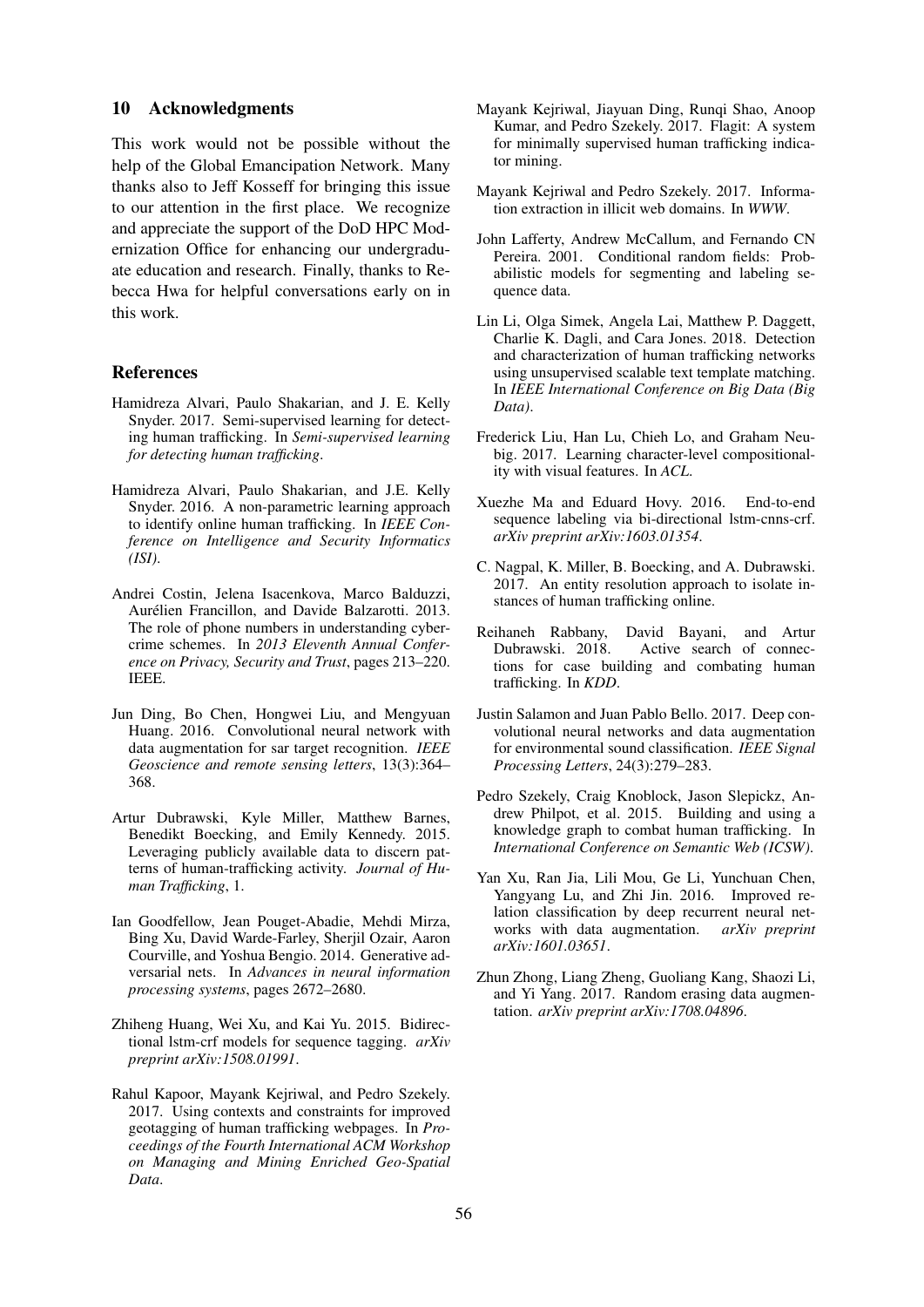## 10 Acknowledgments

This work would not be possible without the help of the Global Emancipation Network. Many thanks also to Jeff Kosseff for bringing this issue to our attention in the first place. We recognize and appreciate the support of the DoD HPC Modernization Office for enhancing our undergraduate education and research. Finally, thanks to Rebecca Hwa for helpful conversations early on in this work.

## References

Hamidreza Alvari, Paulo Shakarian, and J. E. Kelly Snyder. 2017. Semi-supervised learning for detecting human trafficking. In *Semi-supervised learning for detecting human trafficking*.

Hamidreza Alvari, Paulo Shakarian, and J.E. Kelly Snyder. 2016. A non-parametric learning approach to identify online human trafficking. In *IEEE Conference on Intelligence and Security Informatics (ISI)*.

Andrei Costin, Jelena Isacenkova, Marco Balduzzi, Aurélien Francillon, and Davide Balzarotti. 2013. The role of phone numbers in understanding cybercrime schemes. In *2013 Eleventh Annual Conference on Privacy, Security and Trust*, pages 213–220. IEEE.

Jun Ding, Bo Chen, Hongwei Liu, and Mengyuan Huang. 2016. Convolutional neural network with data augmentation for sar target recognition. *IEEE Geoscience and remote sensing letters*, 13(3):364–368.

Artur Dubrawski, Kyle Miller, Matthew Barnes, Benedikt Boecking, and Emily Kennedy. 2015. Leveraging publicly available data to discern patterns of human-trafficking activity. *Journal of Human Trafficking*, 1.

Ian Goodfellow, Jean Pouget-Abadie, Mehdi Mirza, Bing Xu, David Warde-Farley, Sherjil Ozair, Aaron Courville, and Yoshua Bengio. 2014. Generative adversarial nets. In *Advances in neural information processing systems*, pages 2672–2680.

Zhiheng Huang, Wei Xu, and Kai Yu. 2015. Bidirectional lstm-crf models for sequence tagging. *arXiv preprint arXiv:1508.01991*.

Rahul Kapoor, Mayank Kejriwal, and Pedro Szekely. 2017. Using contexts and constraints for improved geotagging of human trafficking webpages. In *Proceedings of the Fourth International ACM Workshop on Managing and Mining Enriched Geo-Spatial Data*.

Mayank Kejriwal, Jiayuan Ding, Runqi Shao, Anoop Kumar, and Pedro Szekely. 2017. Flagit: A system for minimally supervised human trafficking indicator mining.

Mayank Kejriwal and Pedro Szekely. 2017. Information extraction in illicit web domains. In *WWW*.

John Lafferty, Andrew McCallum, and Fernando CN Pereira. 2001. Conditional random fields: Probabilistic models for segmenting and labeling sequence data.

Lin Li, Olga Simek, Angela Lai, Matthew P. Daggett, Charlie K. Dagli, and Cara Jones. 2018. Detection and characterization of human trafficking networks using unsupervised scalable text template matching. In *IEEE International Conference on Big Data (Big Data)*.

Frederick Liu, Han Lu, Chieh Lo, and Graham Neubig. 2017. Learning character-level compositionality with visual features. In *ACL*.

Xuezhe Ma and Eduard Hovy. 2016. End-to-end sequence labeling via bi-directional lstm-cnns-crf. *arXiv preprint arXiv:1603.01354*.

C. Nagpal, K. Miller, B. Boecking, and A. Dubrawski. 2017. An entity resolution approach to isolate instances of human trafficking online.

Reihaneh Rabbany, David Bayani, and Artur Dubrawski. 2018. Active search of connections for case building and combating human trafficking. In *KDD*.

Justin Salamon and Juan Pablo Bello. 2017. Deep convolutional neural networks and data augmentation for environmental sound classification. *IEEE Signal Processing Letters*, 24(3):279–283.

Pedro Szekely, Craig Knoblock, Jason Slepickz, Andrew Philpot, et al. 2015. Building and using a knowledge graph to combat human trafficking. In *International Conference on Semantic Web (ICSW)*.

Yan Xu, Ran Jia, Lili Mou, Ge Li, Yunchuan Chen, Yangyang Lu, and Zhi Jin. 2016. Improved relation classification by deep recurrent neural networks with data augmentation. *arXiv preprint arXiv:1601.03651*.

Zhun Zhong, Liang Zheng, Guoliang Kang, Shaozi Li, and Yi Yang. 2017. Random erasing data augmentation. *arXiv preprint arXiv:1708.04896*.